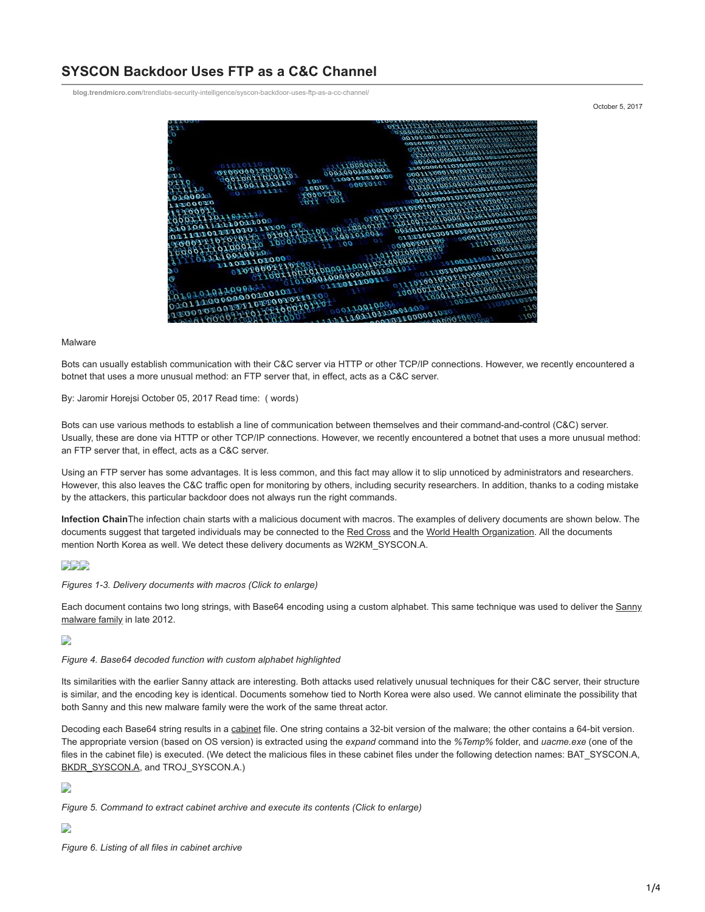# SYSCON Backdoor Uses FTP as a C&C Channel

blog.trendmicro.com/trendlabs-security-intelligence/syscon-backdoor-uses-ftp-as-a-cc-channel/

October 5, 2017

Malware

Bots can usually establish communication with their C&C server via HTTP or other TCP/IP connections. However, we recently encountered a botnet that uses a more unusual method: an FTP server that, in effect, acts as a C&C server.

By: Jaromir Horejsi October 05, 2017 Read time: ( words)

Bots can use various methods to establish a line of communication between themselves and their command-and-control (C&C) server. Usually, these are done via HTTP or other TCP/IP connections. However, we recently encountered a botnet that uses a more unusual method: an FTP server that, in effect, acts as a C&C server.

Using an FTP server has some advantages. It is less common, and this fact may allow it to slip unnoticed by administrators and researchers. However, this also leaves the C&C traffic open for monitoring by others, including security researchers. In addition, thanks to a coding mistake by the attackers, this particular backdoor does not always run the right commands.

**Infection Chain**The infection chain starts with a malicious document with macros. The examples of delivery documents are shown below. The documents suggest that targeted individuals may be connected to the Red Cross and the World Health Organization. All the documents mention North Korea as well. We detect these delivery documents as W2KM_SYSCON.A.

*Figures 1-3. Delivery documents with macros (Click to enlarge)*

Each document contains two long strings, with Base64 encoding using a custom alphabet. This same technique was used to deliver the Sanny malware family in late 2012.

*Figure 4. Base64 decoded function with custom alphabet highlighted*

Its similarities with the earlier Sanny attack are interesting. Both attacks used relatively unusual techniques for their C&C server, their structure is similar, and the encoding key is identical. Documents somehow tied to North Korea were also used. We cannot eliminate the possibility that both Sanny and this new malware family were the work of the same threat actor.

Decoding each Base64 string results in a cabinet file. One string contains a 32-bit version of the malware; the other contains a 64-bit version. The appropriate version (based on OS version) is extracted using the *expand* command into the *%Temp%* folder, and *uacme.exe* (one of the files in the cabinet file) is executed. (We detect the malicious files in these cabinet files under the following detection names: BAT_SYSCON.A, BKDR_SYSCON.A, and TROJ_SYSCON.A.)

*Figure 5. Command to extract cabinet archive and execute its contents (Click to enlarge)*

*Figure 6. Listing of all files in cabinet archive*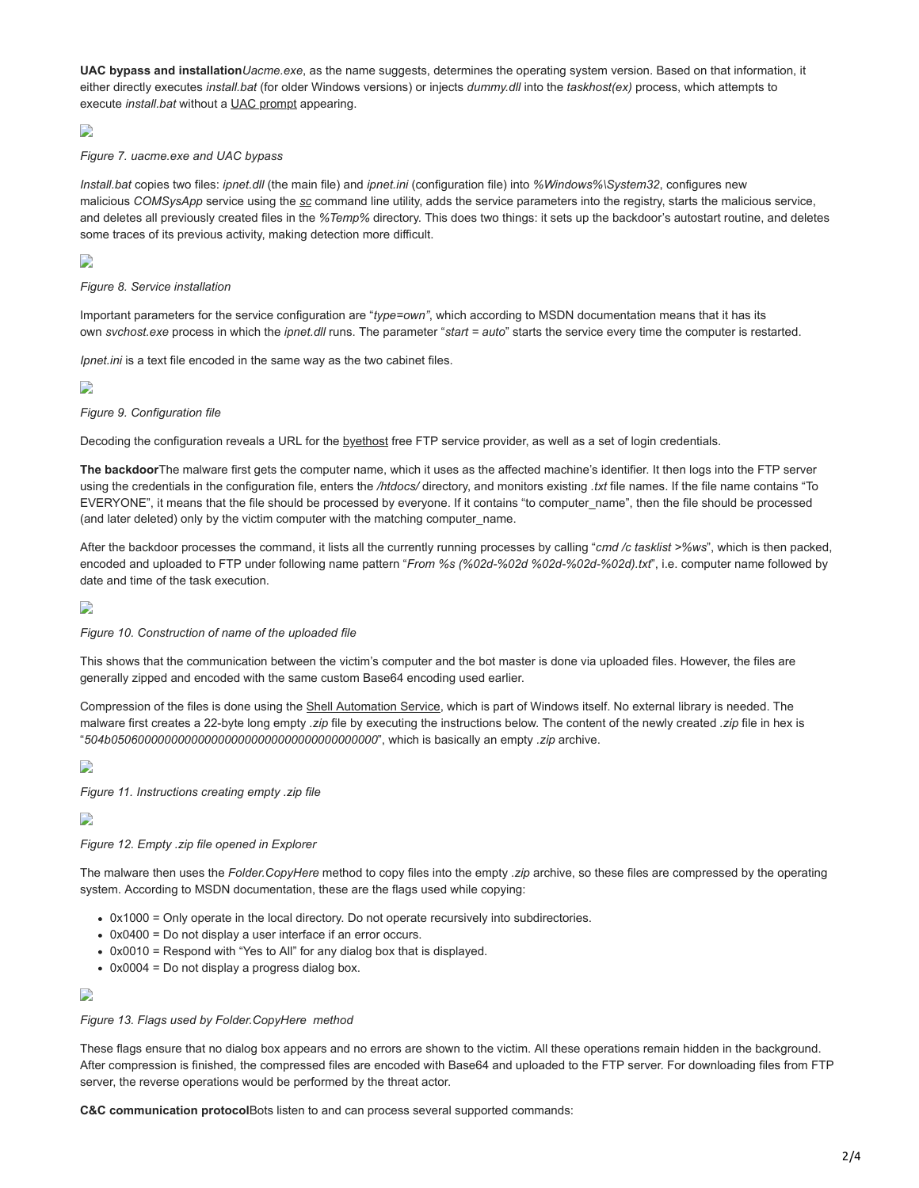**UAC bypass and installation***Uacme.exe*, as the name suggests, determines the operating system version. Based on that information, it either directly executes *install.bat* (for older Windows versions) or injects *dummy.dll* into the *taskhost(ex)* process, which attempts to execute *install.bat* without a UAC prompt appearing.

*Figure 7. uacme.exe and UAC bypass*

*Install.bat* copies two files: *ipnet.dll* (the main file) and *ipnet.ini* (configuration file) into *%Windows%\System32*, configures new malicious *COMSysApp* service using the *sc* command line utility, adds the service parameters into the registry, starts the malicious service, and deletes all previously created files in the *%Temp%* directory. This does two things: it sets up the backdoor's autostart routine, and deletes some traces of its previous activity, making detection more difficult.

*Figure 8. Service installation*

Important parameters for the service configuration are "*type=own*", which according to MSDN documentation means that it has its own *svchost.exe* process in which the *ipnet.dll* runs. The parameter "*start = auto*" starts the service every time the computer is restarted.

*Ipnet.ini* is a text file encoded in the same way as the two cabinet files.

*Figure 9. Configuration file*

Decoding the configuration reveals a URL for the byethost free FTP service provider, as well as a set of login credentials.

**The backdoor**The malware first gets the computer name, which it uses as the affected machine's identifier. It then logs into the FTP server using the credentials in the configuration file, enters the */htdocs/* directory, and monitors existing *.txt* file names. If the file name contains "To EVERYONE", it means that the file should be processed by everyone. If it contains "to computer_name", then the file should be processed (and later deleted) only by the victim computer with the matching computer_name.

After the backdoor processes the command, it lists all the currently running processes by calling "*cmd /c tasklist >%ws*", which is then packed, encoded and uploaded to FTP under following name pattern "*From %s (%02d-%02d %02d-%02d-%02d).txt*", i.e. computer name followed by date and time of the task execution.

*Figure 10. Construction of name of the uploaded file*

This shows that the communication between the victim's computer and the bot master is done via uploaded files. However, the files are generally zipped and encoded with the same custom Base64 encoding used earlier.

Compression of the files is done using the Shell Automation Service, which is part of Windows itself. No external library is needed. The malware first creates a 22-byte long empty *.zip* file by executing the instructions below. The content of the newly created *.zip* file in hex is "*504b0506000000000000000000000000000000000000*", which is basically an empty *.zip* archive.

*Figure 11. Instructions creating empty .zip file*

*Figure 12. Empty .zip file opened in Explorer*

The malware then uses the *Folder.CopyHere* method to copy files into the empty *.zip* archive, so these files are compressed by the operating system. According to MSDN documentation, these are the flags used while copying:

- 0x1000 = Only operate in the local directory. Do not operate recursively into subdirectories.
- 0x0400 = Do not display a user interface if an error occurs.
- 0x0010 = Respond with "Yes to All" for any dialog box that is displayed.
- 0x0004 = Do not display a progress dialog box.

*Figure 13. Flags used by Folder.CopyHere method*

These flags ensure that no dialog box appears and no errors are shown to the victim. All these operations remain hidden in the background. After compression is finished, the compressed files are encoded with Base64 and uploaded to the FTP server. For downloading files from FTP server, the reverse operations would be performed by the threat actor.

**C&C communication protocol**Bots listen to and can process several supported commands: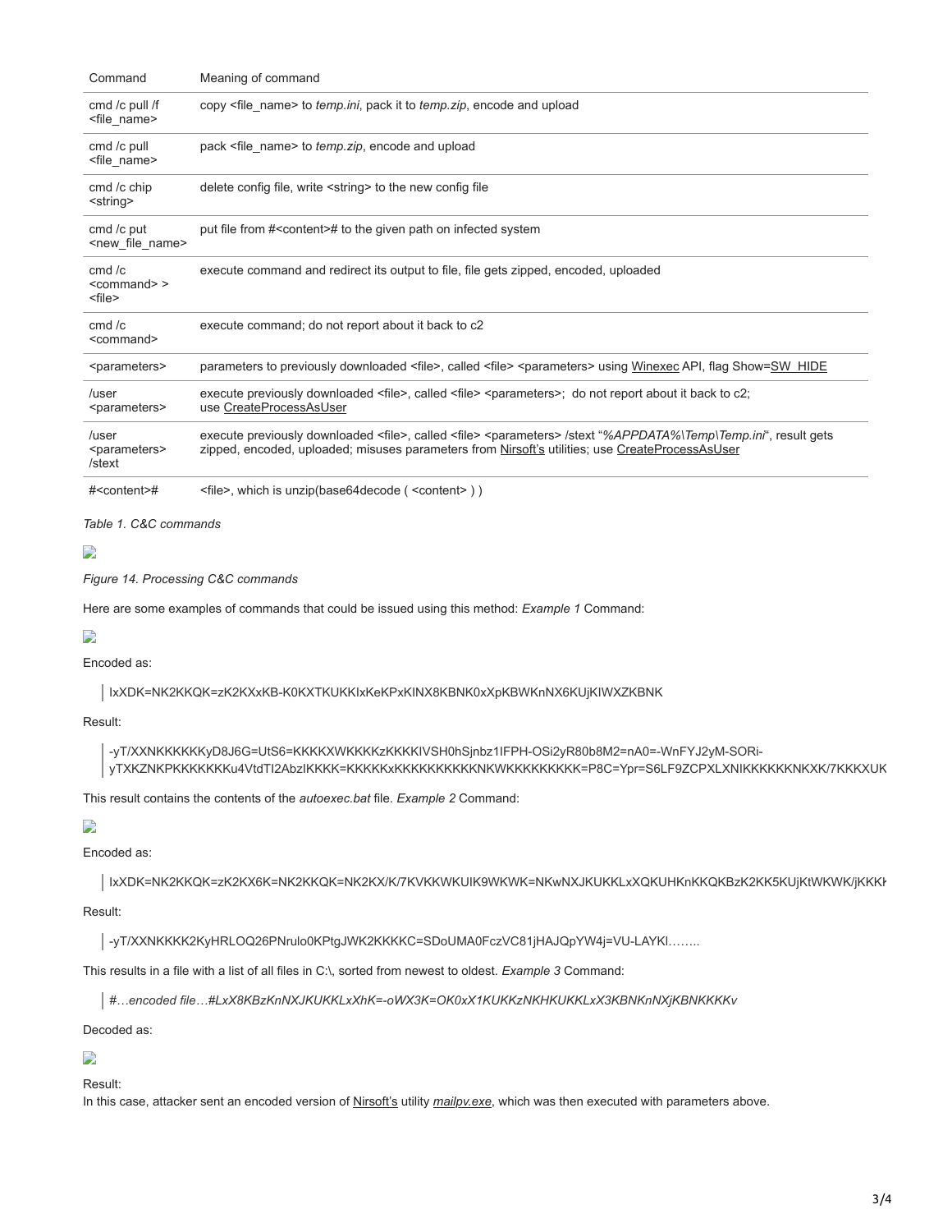| Command | Meaning of command |
|---|---|
| cmd /c pull /f <file_name> | copy <file_name> to *temp.ini*, pack it to *temp.zip*, encode and upload |
| cmd /c pull <file_name> | pack <file_name> to *temp.zip*, encode and upload |
| cmd /c chip <string> | delete config file, write <string> to the new config file |
| cmd /c put <new_file_name> | put file from #<content># to the given path on infected system |
| cmd /c <command> > <file> | execute command and redirect its output to file, file gets zipped, encoded, uploaded |
| cmd /c <command> | execute command; do not report about it back to c2 |
| <parameters> | parameters to previously downloaded <file>, called <file> <parameters> using Winexec API, flag Show=SW_HIDE |
| /user <parameters> | execute previously downloaded <file>, called <file> <parameters>; do not report about it back to c2; use CreateProcessAsUser |
| /user <parameters> /stext | execute previously downloaded <file>, called <file> <parameters> /stext "*%APPDATA%\Temp\Temp.ini*", result gets zipped, encoded, uploaded; misuses parameters from Nirsoft's utilities; use CreateProcessAsUser |
| #<content># | <file>, which is unzip(base64decode ( <content> ) ) |

*Table 1. C&C commands*

*Figure 14. Processing C&C commands*

Here are some examples of commands that could be issued using this method: *Example 1* Command:

Encoded as:

> IxXDK=NK2KKQK=zK2KXxKB-K0KXTKUKKIxKeKPxKINX8KBNK0xXpKBWKnNX6KUjKIWXZKBNK

Result:

> -yT/XXNKKKKKKyD8J6G=UtS6=KKKKXWKKKKzKKKKIVSH0hSjnbz1IFPH-OSi2yR80b8M2=nA0=-WnFYJ2yM-SORi-yTXKZNKPKKKKKKKu4VtdTI2AbzIKKKK=KKKKKxKKKKKKKKKKNKWKKKKKKKKK=P8C=Ypr=S6LF9ZCPXLXNIKKKKKKNKXK/7KKKXUK

This result contains the contents of the *autoexec.bat* file. *Example 2* Command:

Encoded as:

> IxXDK=NK2KKQK=zK2KX6K=NK2KKQK=NK2KX/K/7KVKKWKUIK9WKWK=NKwNXJKUKKLxXQKUHKnKKQKBzK2KK5KUjKtWKWK/jKKKK

Result:

> -yT/XXNKKKK2KyHRLOQ26PNrulo0KPtgJWK2KKKKC=SDoUMA0FczVC81jHAJQpYW4j=VU-LAYKI……..

This results in a file with a list of all files in C:\, sorted from newest to oldest. *Example 3* Command:

> *#…encoded file…#LxX8KBzKnNXJKUKKLxXhK=-oWX3K=OK0xX1KUKKzNKHKUKKLxX3KBNKnNXjKBNKKKKv*

Decoded as:

Result:
In this case, attacker sent an encoded version of Nirsoft's utility *mailpv.exe*, which was then executed with parameters above.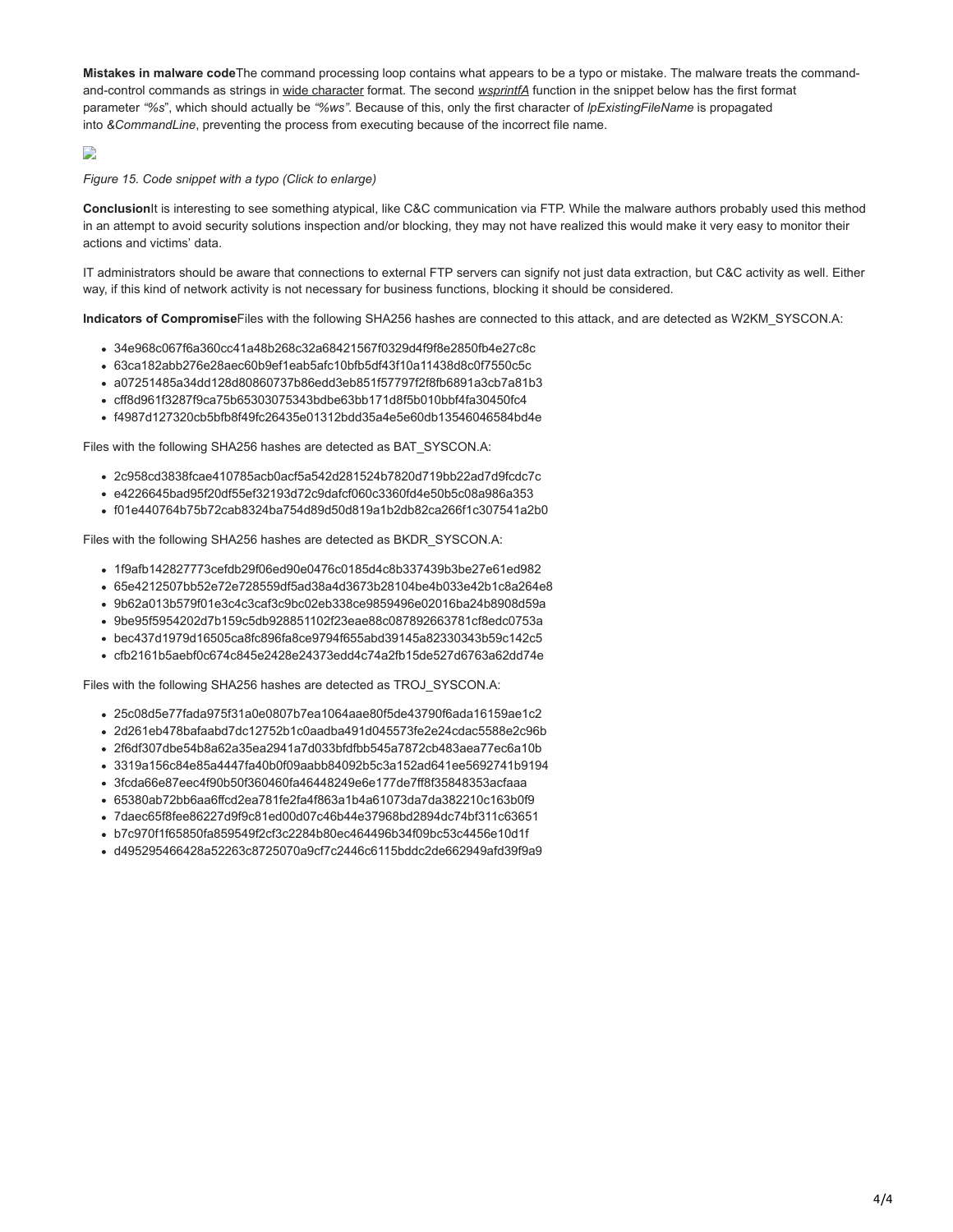**Mistakes in malware code**The command processing loop contains what appears to be a typo or mistake. The malware treats the command-and-control commands as strings in wide character format. The second *wsprintfA* function in the snippet below has the first format parameter *"%s*", which should actually be *"%ws"*. Because of this, only the first character of *lpExistingFileName* is propagated into *&CommandLine*, preventing the process from executing because of the incorrect file name.

*Figure 15. Code snippet with a typo (Click to enlarge)*

**Conclusion**It is interesting to see something atypical, like C&C communication via FTP. While the malware authors probably used this method in an attempt to avoid security solutions inspection and/or blocking, they may not have realized this would make it very easy to monitor their actions and victims' data.

IT administrators should be aware that connections to external FTP servers can signify not just data extraction, but C&C activity as well. Either way, if this kind of network activity is not necessary for business functions, blocking it should be considered.

**Indicators of Compromise**Files with the following SHA256 hashes are connected to this attack, and are detected as W2KM_SYSCON.A:

- 34e968c067f6a360cc41a48b268c32a68421567f0329d4f9f8e2850fb4e27c8c
- 63ca182abb276e28aec60b9ef1eab5afc10bfb5df43f10a11438d8c0f7550c5c
- a07251485a34dd128d80860737b86edd3eb851f57797f2f8fb6891a3cb7a81b3
- cff8d961f3287f9ca75b65303075343bdbe63bb171d8f5b010bbf4fa30450fc4
- f4987d127320cb5bfb8f49fc26435e01312bdd35a4e5e60db13546046584bd4e

Files with the following SHA256 hashes are detected as BAT_SYSCON.A:

- 2c958cd3838fcae410785acb0acf5a542d281524b7820d719bb22ad7d9fcdc7c
- e4226645bad95f20df55ef32193d72c9dafcf060c3360fd4e50b5c08a986a353
- f01e440764b75b72cab8324ba754d89d50d819a1b2db82ca266f1c307541a2b0

Files with the following SHA256 hashes are detected as BKDR_SYSCON.A:

- 1f9afb142827773cefdb29f06ed90e0476c0185d4c8b337439b3be27e61ed982
- 65e4212507bb52e72e728559df5ad38a4d3673b28104be4b033e42b1c8a264e8
- 9b62a013b579f01e3c4c3caf3c9bc02eb338ce9859496e02016ba24b8908d59a
- 9be95f5954202d7b159c5db928851102f23eae88c087892663781cf8edc0753a
- bec437d1979d16505ca8fc896fa8ce9794f655abd39145a82330343b59c142c5
- cfb2161b5aebf0c674c845e2428e24373edd4c74a2fb15de527d6763a62dd74e

Files with the following SHA256 hashes are detected as TROJ_SYSCON.A:

- 25c08d5e77fada975f31a0e0807b7ea1064aae80f5de43790f6ada16159ae1c2
- 2d261eb478bafaabd7dc12752b1c0aadba491d045573fe2e24cdac5588e2c96b
- 2f6df307dbe54b8a62a35ea2941a7d033bfdfbb545a7872cb483aea77ec6a10b
- 3319a156c84e85a4447fa40b0f09aabb84092b5c3a152ad641ee5692741b9194
- 3fcda66e87eec4f90b50f360460fa46448249e6e177de7ff8f35848353acfaaa
- 65380ab72bb6aa6ffcd2ea781fe2fa4f863a1b4a61073da7da382210c163b0f9
- 7daec65f8fee86227d9f9c81ed00d07c46b44e37968bd2894dc74bf311c63651
- b7c970f1f65850fa859549f2cf3c2284b80ec464496b34f09bc53c4456e10d1f
- d495295466428a52263c8725070a9cf7c2446c6115bddc2de662949afd39f9a9